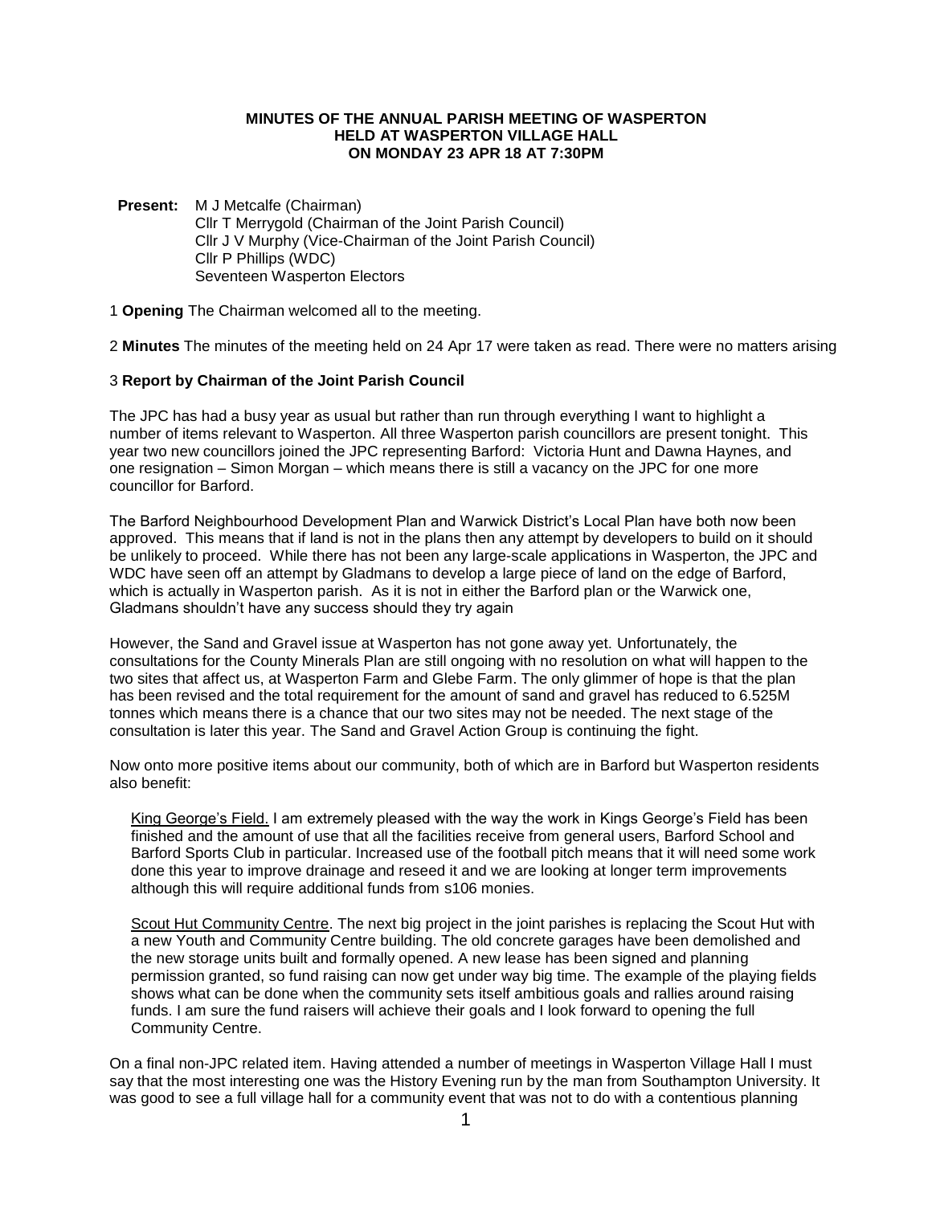**MINUTES OF THE ANNUAL PARISH MEETING OF WASPERTON**
**HELD AT WASPERTON VILLAGE HALL**
**ON MONDAY 23 APR 18 AT 7:30PM**

**Present:** M J Metcalfe (Chairman)
Cllr T Merrygold (Chairman of the Joint Parish Council)
Cllr J V Murphy (Vice-Chairman of the Joint Parish Council)
Cllr P Phillips (WDC)
Seventeen Wasperton Electors

1 **Opening** The Chairman welcomed all to the meeting.

2 **Minutes** The minutes of the meeting held on 24 Apr 17 were taken as read. There were no matters arising

3 **Report by Chairman of the Joint Parish Council**

The JPC has had a busy year as usual but rather than run through everything I want to highlight a number of items relevant to Wasperton. All three Wasperton parish councillors are present tonight. This year two new councillors joined the JPC representing Barford: Victoria Hunt and Dawna Haynes, and one resignation – Simon Morgan – which means there is still a vacancy on the JPC for one more councillor for Barford.

The Barford Neighbourhood Development Plan and Warwick District's Local Plan have both now been approved. This means that if land is not in the plans then any attempt by developers to build on it should be unlikely to proceed. While there has not been any large-scale applications in Wasperton, the JPC and WDC have seen off an attempt by Gladmans to develop a large piece of land on the edge of Barford, which is actually in Wasperton parish. As it is not in either the Barford plan or the Warwick one, Gladmans shouldn't have any success should they try again

However, the Sand and Gravel issue at Wasperton has not gone away yet. Unfortunately, the consultations for the County Minerals Plan are still ongoing with no resolution on what will happen to the two sites that affect us, at Wasperton Farm and Glebe Farm. The only glimmer of hope is that the plan has been revised and the total requirement for the amount of sand and gravel has reduced to 6.525M tonnes which means there is a chance that our two sites may not be needed. The next stage of the consultation is later this year. The Sand and Gravel Action Group is continuing the fight.

Now onto more positive items about our community, both of which are in Barford but Wasperton residents also benefit:

King George's Field. I am extremely pleased with the way the work in Kings George's Field has been finished and the amount of use that all the facilities receive from general users, Barford School and Barford Sports Club in particular. Increased use of the football pitch means that it will need some work done this year to improve drainage and reseed it and we are looking at longer term improvements although this will require additional funds from s106 monies.

Scout Hut Community Centre. The next big project in the joint parishes is replacing the Scout Hut with a new Youth and Community Centre building. The old concrete garages have been demolished and the new storage units built and formally opened. A new lease has been signed and planning permission granted, so fund raising can now get under way big time. The example of the playing fields shows what can be done when the community sets itself ambitious goals and rallies around raising funds. I am sure the fund raisers will achieve their goals and I look forward to opening the full Community Centre.

On a final non-JPC related item. Having attended a number of meetings in Wasperton Village Hall I must say that the most interesting one was the History Evening run by the man from Southampton University. It was good to see a full village hall for a community event that was not to do with a contentious planning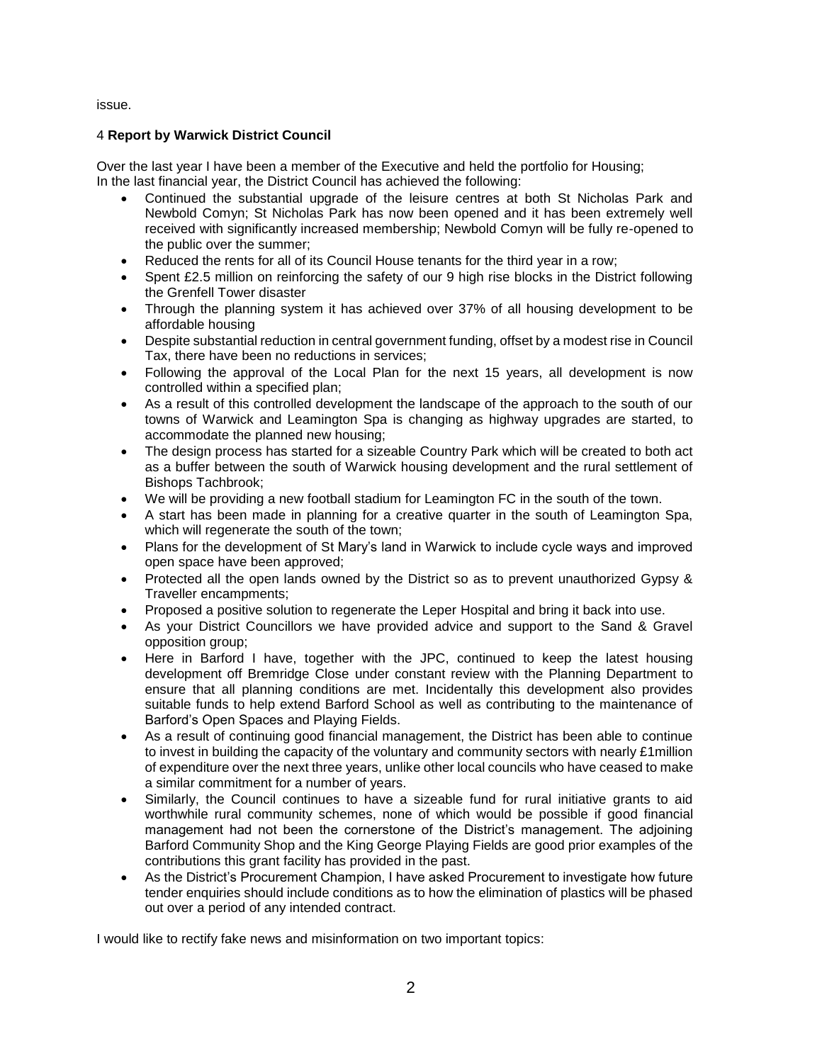issue.

4 **Report by Warwick District Council**

Over the last year I have been a member of the Executive and held the portfolio for Housing;
In the last financial year, the District Council has achieved the following:

- Continued the substantial upgrade of the leisure centres at both St Nicholas Park and Newbold Comyn; St Nicholas Park has now been opened and it has been extremely well received with significantly increased membership; Newbold Comyn will be fully re-opened to the public over the summer;
- Reduced the rents for all of its Council House tenants for the third year in a row;
- Spent £2.5 million on reinforcing the safety of our 9 high rise blocks in the District following the Grenfell Tower disaster
- Through the planning system it has achieved over 37% of all housing development to be affordable housing
- Despite substantial reduction in central government funding, offset by a modest rise in Council Tax, there have been no reductions in services;
- Following the approval of the Local Plan for the next 15 years, all development is now controlled within a specified plan;
- As a result of this controlled development the landscape of the approach to the south of our towns of Warwick and Leamington Spa is changing as highway upgrades are started, to accommodate the planned new housing;
- The design process has started for a sizeable Country Park which will be created to both act as a buffer between the south of Warwick housing development and the rural settlement of Bishops Tachbrook;
- We will be providing a new football stadium for Leamington FC in the south of the town.
- A start has been made in planning for a creative quarter in the south of Leamington Spa, which will regenerate the south of the town;
- Plans for the development of St Mary's land in Warwick to include cycle ways and improved open space have been approved;
- Protected all the open lands owned by the District so as to prevent unauthorized Gypsy & Traveller encampments;
- Proposed a positive solution to regenerate the Leper Hospital and bring it back into use.
- As your District Councillors we have provided advice and support to the Sand & Gravel opposition group;
- Here in Barford I have, together with the JPC, continued to keep the latest housing development off Bremridge Close under constant review with the Planning Department to ensure that all planning conditions are met. Incidentally this development also provides suitable funds to help extend Barford School as well as contributing to the maintenance of Barford's Open Spaces and Playing Fields.
- As a result of continuing good financial management, the District has been able to continue to invest in building the capacity of the voluntary and community sectors with nearly £1million of expenditure over the next three years, unlike other local councils who have ceased to make a similar commitment for a number of years.
- Similarly, the Council continues to have a sizeable fund for rural initiative grants to aid worthwhile rural community schemes, none of which would be possible if good financial management had not been the cornerstone of the District's management. The adjoining Barford Community Shop and the King George Playing Fields are good prior examples of the contributions this grant facility has provided in the past.
- As the District's Procurement Champion, I have asked Procurement to investigate how future tender enquiries should include conditions as to how the elimination of plastics will be phased out over a period of any intended contract.

I would like to rectify fake news and misinformation on two important topics: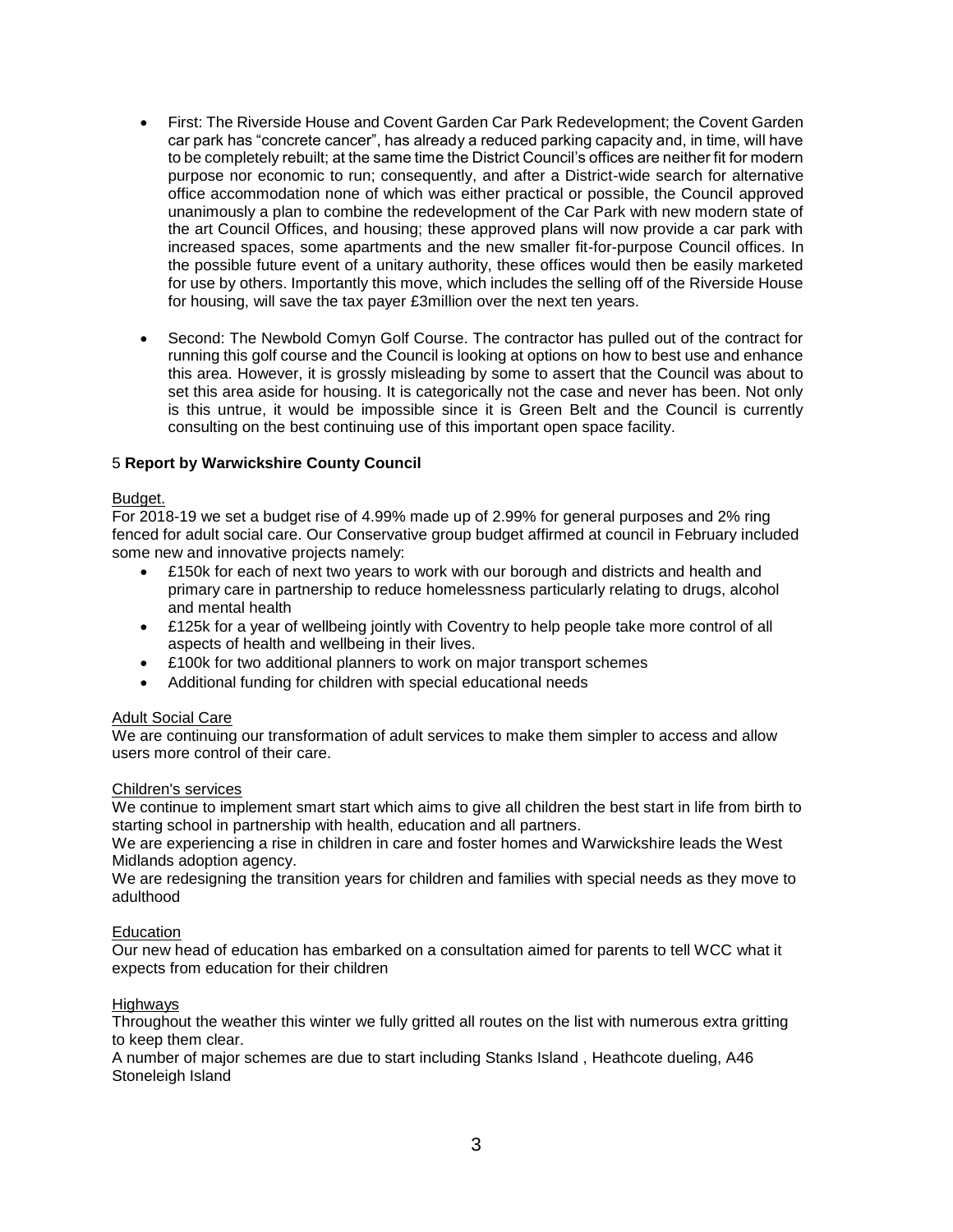- First: The Riverside House and Covent Garden Car Park Redevelopment; the Covent Garden car park has "concrete cancer", has already a reduced parking capacity and, in time, will have to be completely rebuilt; at the same time the District Council's offices are neither fit for modern purpose nor economic to run; consequently, and after a District-wide search for alternative office accommodation none of which was either practical or possible, the Council approved unanimously a plan to combine the redevelopment of the Car Park with new modern state of the art Council Offices, and housing; these approved plans will now provide a car park with increased spaces, some apartments and the new smaller fit-for-purpose Council offices. In the possible future event of a unitary authority, these offices would then be easily marketed for use by others. Importantly this move, which includes the selling off of the Riverside House for housing, will save the tax payer £3million over the next ten years.

- Second: The Newbold Comyn Golf Course. The contractor has pulled out of the contract for running this golf course and the Council is looking at options on how to best use and enhance this area. However, it is grossly misleading by some to assert that the Council was about to set this area aside for housing. It is categorically not the case and never has been. Not only is this untrue, it would be impossible since it is Green Belt and the Council is currently consulting on the best continuing use of this important open space facility.

5 **Report by Warwickshire County Council**

Budget.

For 2018-19 we set a budget rise of 4.99% made up of 2.99% for general purposes and 2% ring fenced for adult social care. Our Conservative group budget affirmed at council in February included some new and innovative projects namely:

- £150k for each of next two years to work with our borough and districts and health and primary care in partnership to reduce homelessness particularly relating to drugs, alcohol and mental health
- £125k for a year of wellbeing jointly with Coventry to help people take more control of all aspects of health and wellbeing in their lives.
- £100k for two additional planners to work on major transport schemes
- Additional funding for children with special educational needs

Adult Social Care

We are continuing our transformation of adult services to make them simpler to access and allow users more control of their care.

Children's services

We continue to implement smart start which aims to give all children the best start in life from birth to starting school in partnership with health, education and all partners.

We are experiencing a rise in children in care and foster homes and Warwickshire leads the West Midlands adoption agency.

We are redesigning the transition years for children and families with special needs as they move to adulthood

Education

Our new head of education has embarked on a consultation aimed for parents to tell WCC what it expects from education for their children

Highways

Throughout the weather this winter we fully gritted all routes on the list with numerous extra gritting to keep them clear.

A number of major schemes are due to start including Stanks Island , Heathcote dueling, A46 Stoneleigh Island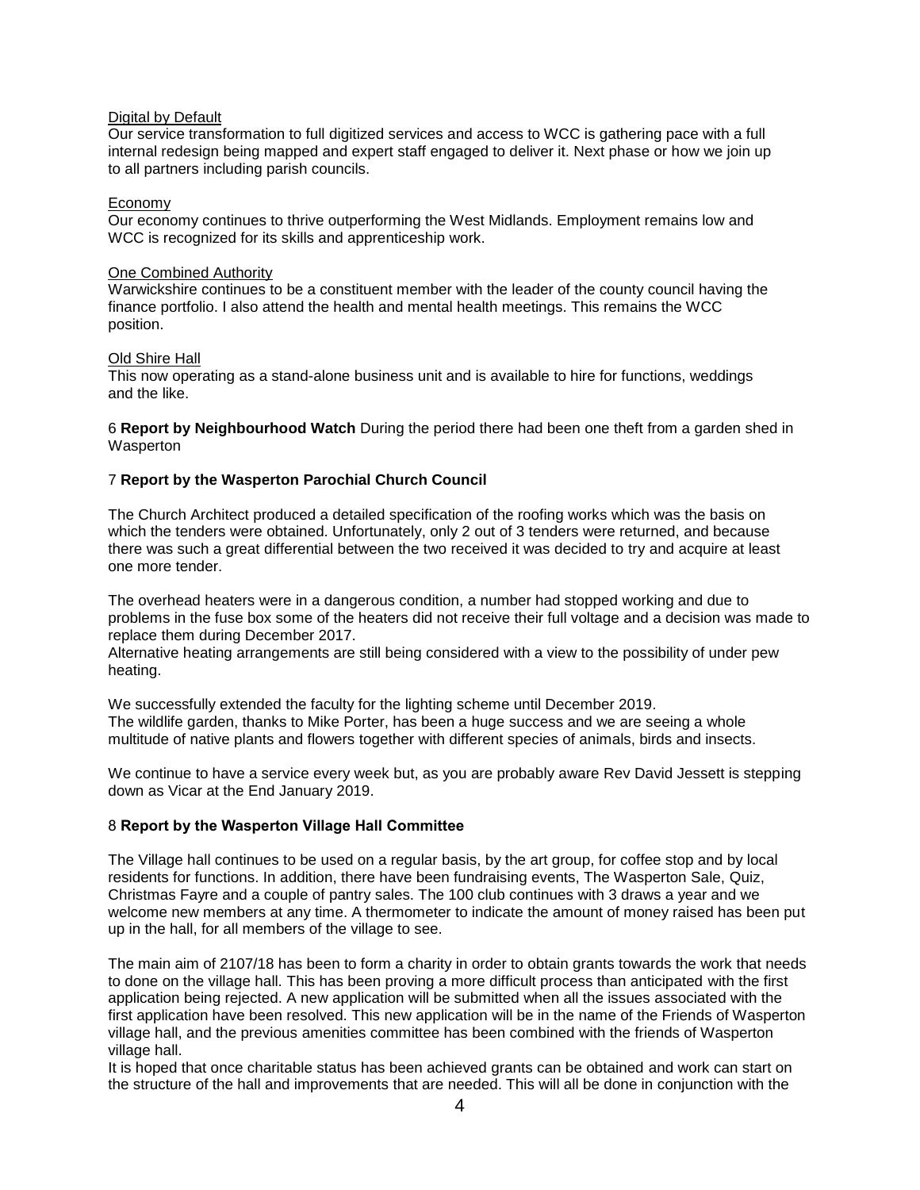Digital by Default

Our service transformation to full digitized services and access to WCC is gathering pace with a full internal redesign being mapped and expert staff engaged to deliver it. Next phase or how we join up to all partners including parish councils.

Economy

Our economy continues to thrive outperforming the West Midlands. Employment remains low and WCC is recognized for its skills and apprenticeship work.

One Combined Authority

Warwickshire continues to be a constituent member with the leader of the county council having the finance portfolio. I also attend the health and mental health meetings. This remains the WCC position.

Old Shire Hall

This now operating as a stand-alone business unit and is available to hire for functions, weddings and the like.

6 **Report by Neighbourhood Watch** During the period there had been one theft from a garden shed in Wasperton

7 **Report by the Wasperton Parochial Church Council**

The Church Architect produced a detailed specification of the roofing works which was the basis on which the tenders were obtained. Unfortunately, only 2 out of 3 tenders were returned, and because there was such a great differential between the two received it was decided to try and acquire at least one more tender.

The overhead heaters were in a dangerous condition, a number had stopped working and due to problems in the fuse box some of the heaters did not receive their full voltage and a decision was made to replace them during December 2017.
Alternative heating arrangements are still being considered with a view to the possibility of under pew heating.

We successfully extended the faculty for the lighting scheme until December 2019.
The wildlife garden, thanks to Mike Porter, has been a huge success and we are seeing a whole multitude of native plants and flowers together with different species of animals, birds and insects.

We continue to have a service every week but, as you are probably aware Rev David Jessett is stepping down as Vicar at the End January 2019.

8 **Report by the Wasperton Village Hall Committee**

The Village hall continues to be used on a regular basis, by the art group, for coffee stop and by local residents for functions. In addition, there have been fundraising events, The Wasperton Sale, Quiz, Christmas Fayre and a couple of pantry sales. The 100 club continues with 3 draws a year and we welcome new members at any time. A thermometer to indicate the amount of money raised has been put up in the hall, for all members of the village to see.

The main aim of 2107/18 has been to form a charity in order to obtain grants towards the work that needs to done on the village hall. This has been proving a more difficult process than anticipated with the first application being rejected. A new application will be submitted when all the issues associated with the first application have been resolved. This new application will be in the name of the Friends of Wasperton village hall, and the previous amenities committee has been combined with the friends of Wasperton village hall.
It is hoped that once charitable status has been achieved grants can be obtained and work can start on the structure of the hall and improvements that are needed. This will all be done in conjunction with the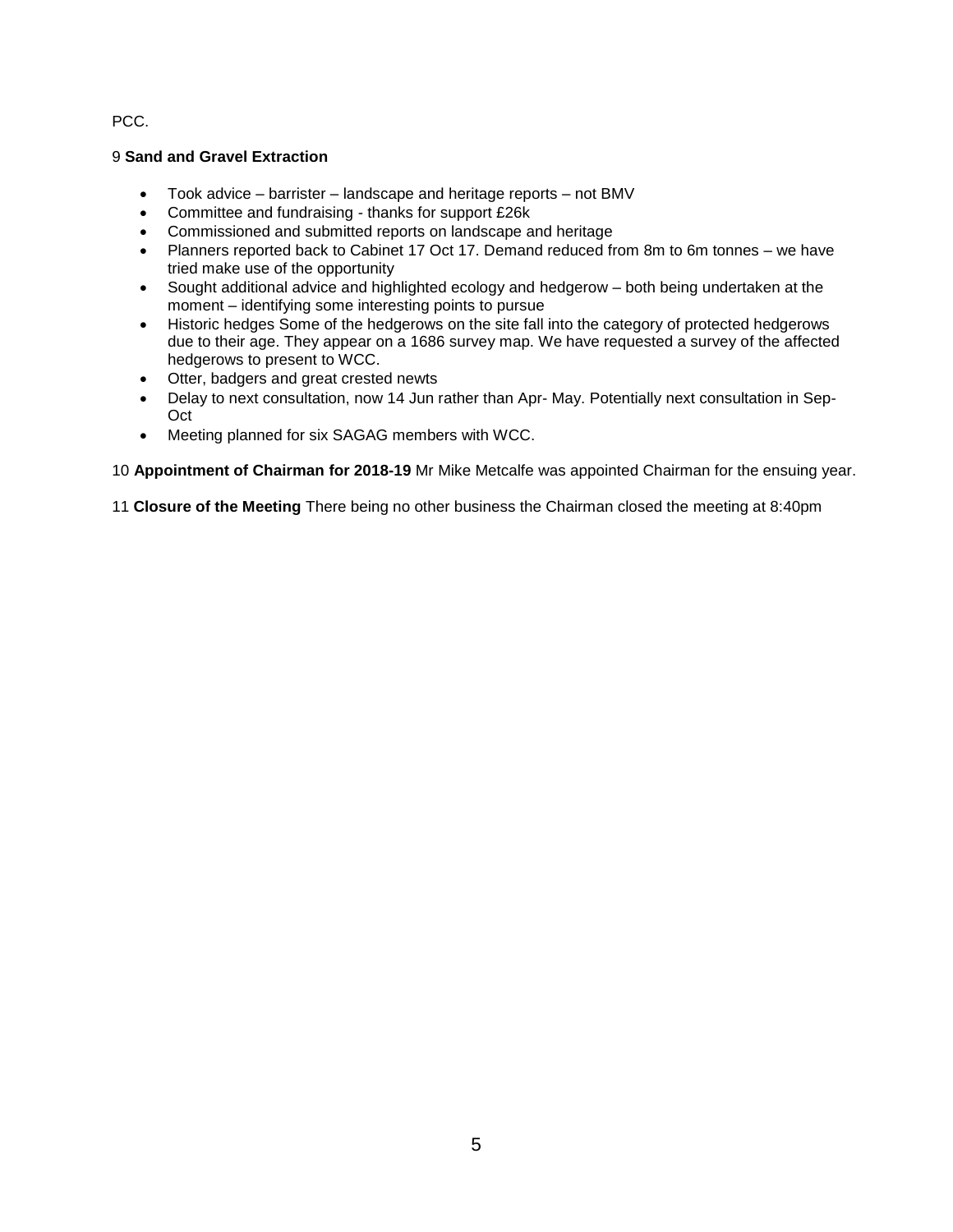PCC.

9 **Sand and Gravel Extraction**

- Took advice – barrister – landscape and heritage reports – not BMV
- Committee and fundraising - thanks for support £26k
- Commissioned and submitted reports on landscape and heritage
- Planners reported back to Cabinet 17 Oct 17. Demand reduced from 8m to 6m tonnes – we have tried make use of the opportunity
- Sought additional advice and highlighted ecology and hedgerow – both being undertaken at the moment – identifying some interesting points to pursue
- Historic hedges Some of the hedgerows on the site fall into the category of protected hedgerows due to their age. They appear on a 1686 survey map. We have requested a survey of the affected hedgerows to present to WCC.
- Otter, badgers and great crested newts
- Delay to next consultation, now 14 Jun rather than Apr- May. Potentially next consultation in Sep-Oct
- Meeting planned for six SAGAG members with WCC.

10 **Appointment of Chairman for 2018-19** Mr Mike Metcalfe was appointed Chairman for the ensuing year.

11 **Closure of the Meeting** There being no other business the Chairman closed the meeting at 8:40pm